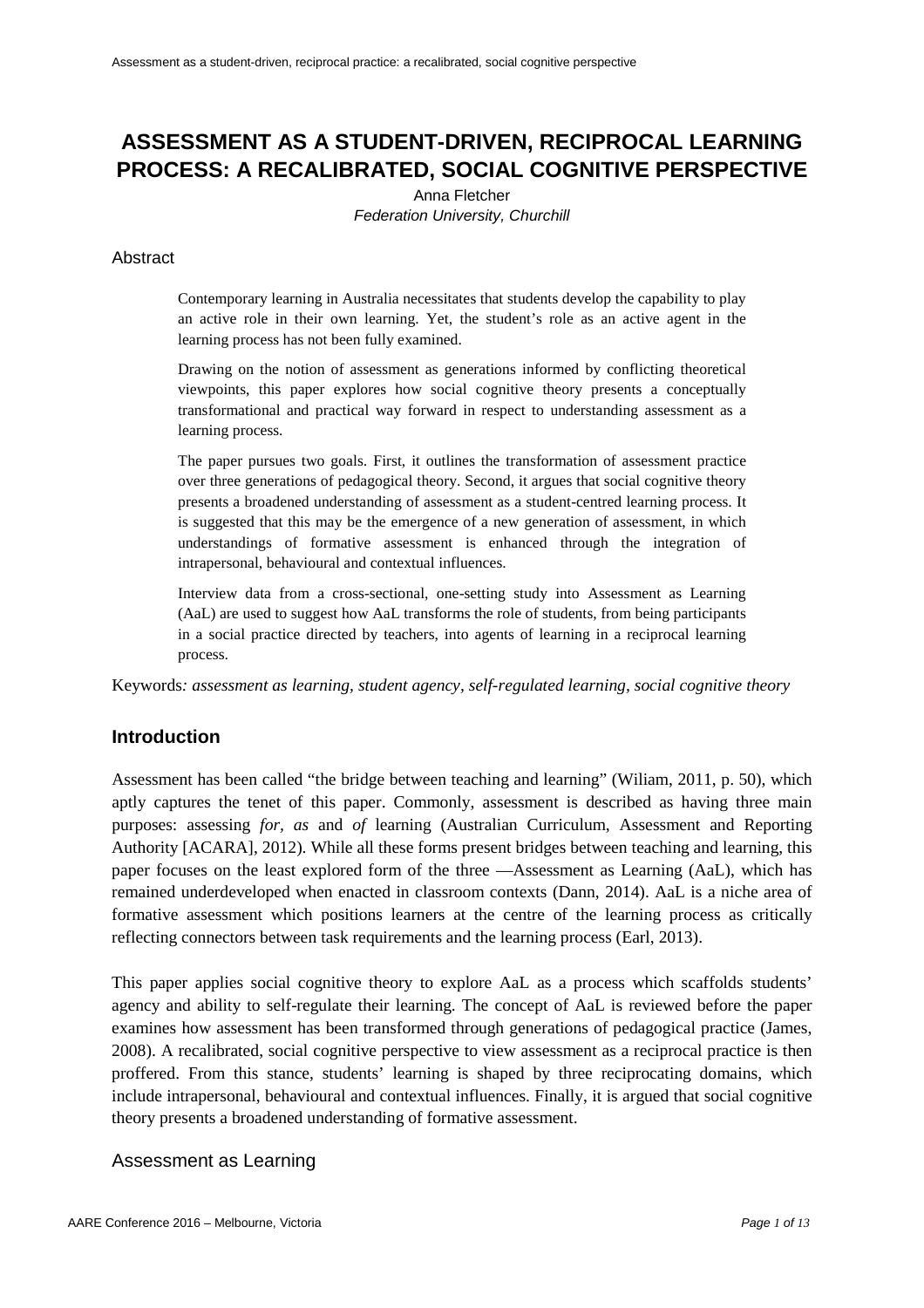# ASSESSMENT AS A STUDENT-DRIVEN, RECIPROCAL LEARNING PROCESS: A RECALIBRATED, SOCIAL COGNITIVE PERSPECTIVE

Anna Fletcher
*Federation University, Churchill*

## Abstract

Contemporary learning in Australia necessitates that students develop the capability to play an active role in their own learning. Yet, the student's role as an active agent in the learning process has not been fully examined.

Drawing on the notion of assessment as generations informed by conflicting theoretical viewpoints, this paper explores how social cognitive theory presents a conceptually transformational and practical way forward in respect to understanding assessment as a learning process.

The paper pursues two goals. First, it outlines the transformation of assessment practice over three generations of pedagogical theory. Second, it argues that social cognitive theory presents a broadened understanding of assessment as a student-centred learning process. It is suggested that this may be the emergence of a new generation of assessment, in which understandings of formative assessment is enhanced through the integration of intrapersonal, behavioural and contextual influences.

Interview data from a cross-sectional, one-setting study into Assessment as Learning (AaL) are used to suggest how AaL transforms the role of students, from being participants in a social practice directed by teachers, into agents of learning in a reciprocal learning process.

Keywords*: assessment as learning, student agency, self-regulated learning, social cognitive theory*

## Introduction

Assessment has been called "the bridge between teaching and learning" (Wiliam, 2011, p. 50), which aptly captures the tenet of this paper. Commonly, assessment is described as having three main purposes: assessing *for*, *as* and *of* learning (Australian Curriculum, Assessment and Reporting Authority [ACARA], 2012). While all these forms present bridges between teaching and learning, this paper focuses on the least explored form of the three —Assessment as Learning (AaL), which has remained underdeveloped when enacted in classroom contexts (Dann, 2014). AaL is a niche area of formative assessment which positions learners at the centre of the learning process as critically reflecting connectors between task requirements and the learning process (Earl, 2013).

This paper applies social cognitive theory to explore AaL as a process which scaffolds students' agency and ability to self-regulate their learning. The concept of AaL is reviewed before the paper examines how assessment has been transformed through generations of pedagogical practice (James, 2008). A recalibrated, social cognitive perspective to view assessment as a reciprocal practice is then proffered. From this stance, students' learning is shaped by three reciprocating domains, which include intrapersonal, behavioural and contextual influences. Finally, it is argued that social cognitive theory presents a broadened understanding of formative assessment.

### Assessment as Learning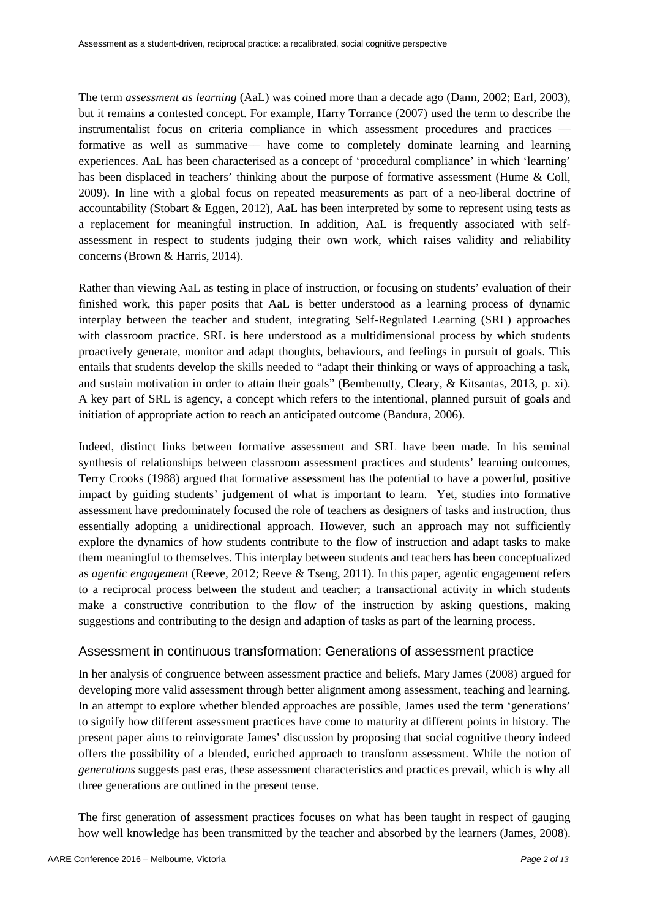The term *assessment as learning* (AaL) was coined more than a decade ago (Dann, 2002; Earl, 2003), but it remains a contested concept. For example, Harry Torrance (2007) used the term to describe the instrumentalist focus on criteria compliance in which assessment procedures and practices — formative as well as summative— have come to completely dominate learning and learning experiences. AaL has been characterised as a concept of 'procedural compliance' in which 'learning' has been displaced in teachers' thinking about the purpose of formative assessment (Hume & Coll, 2009). In line with a global focus on repeated measurements as part of a neo-liberal doctrine of accountability (Stobart & Eggen, 2012), AaL has been interpreted by some to represent using tests as a replacement for meaningful instruction. In addition, AaL is frequently associated with self-assessment in respect to students judging their own work, which raises validity and reliability concerns (Brown & Harris, 2014).

Rather than viewing AaL as testing in place of instruction, or focusing on students' evaluation of their finished work, this paper posits that AaL is better understood as a learning process of dynamic interplay between the teacher and student, integrating Self-Regulated Learning (SRL) approaches with classroom practice. SRL is here understood as a multidimensional process by which students proactively generate, monitor and adapt thoughts, behaviours, and feelings in pursuit of goals. This entails that students develop the skills needed to "adapt their thinking or ways of approaching a task, and sustain motivation in order to attain their goals" (Bembenutty, Cleary, & Kitsantas, 2013, p. xi). A key part of SRL is agency, a concept which refers to the intentional, planned pursuit of goals and initiation of appropriate action to reach an anticipated outcome (Bandura, 2006).

Indeed, distinct links between formative assessment and SRL have been made. In his seminal synthesis of relationships between classroom assessment practices and students' learning outcomes, Terry Crooks (1988) argued that formative assessment has the potential to have a powerful, positive impact by guiding students' judgement of what is important to learn. Yet, studies into formative assessment have predominately focused the role of teachers as designers of tasks and instruction, thus essentially adopting a unidirectional approach. However, such an approach may not sufficiently explore the dynamics of how students contribute to the flow of instruction and adapt tasks to make them meaningful to themselves. This interplay between students and teachers has been conceptualized as *agentic engagement* (Reeve, 2012; Reeve & Tseng, 2011). In this paper, agentic engagement refers to a reciprocal process between the student and teacher; a transactional activity in which students make a constructive contribution to the flow of the instruction by asking questions, making suggestions and contributing to the design and adaption of tasks as part of the learning process.

## Assessment in continuous transformation: Generations of assessment practice

In her analysis of congruence between assessment practice and beliefs, Mary James (2008) argued for developing more valid assessment through better alignment among assessment, teaching and learning. In an attempt to explore whether blended approaches are possible, James used the term 'generations' to signify how different assessment practices have come to maturity at different points in history. The present paper aims to reinvigorate James' discussion by proposing that social cognitive theory indeed offers the possibility of a blended, enriched approach to transform assessment. While the notion of *generations* suggests past eras, these assessment characteristics and practices prevail, which is why all three generations are outlined in the present tense.

The first generation of assessment practices focuses on what has been taught in respect of gauging how well knowledge has been transmitted by the teacher and absorbed by the learners (James, 2008).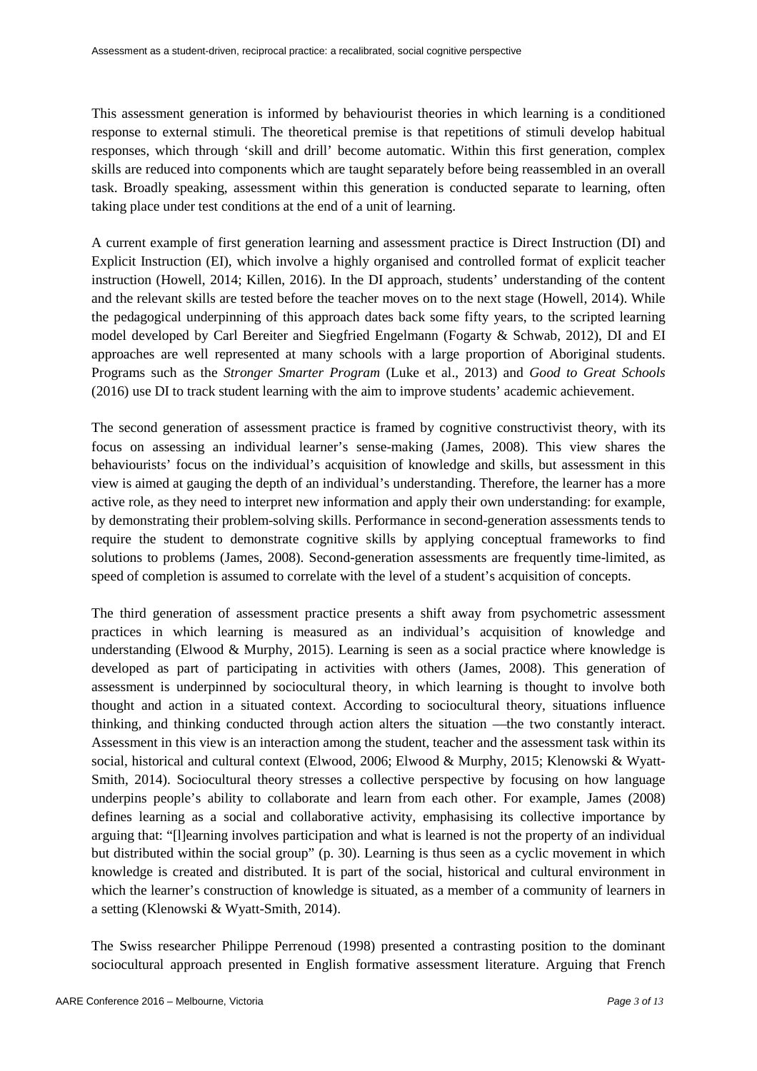This assessment generation is informed by behaviourist theories in which learning is a conditioned response to external stimuli. The theoretical premise is that repetitions of stimuli develop habitual responses, which through 'skill and drill' become automatic. Within this first generation, complex skills are reduced into components which are taught separately before being reassembled in an overall task. Broadly speaking, assessment within this generation is conducted separate to learning, often taking place under test conditions at the end of a unit of learning.

A current example of first generation learning and assessment practice is Direct Instruction (DI) and Explicit Instruction (EI), which involve a highly organised and controlled format of explicit teacher instruction (Howell, 2014; Killen, 2016). In the DI approach, students' understanding of the content and the relevant skills are tested before the teacher moves on to the next stage (Howell, 2014). While the pedagogical underpinning of this approach dates back some fifty years, to the scripted learning model developed by Carl Bereiter and Siegfried Engelmann (Fogarty & Schwab, 2012), DI and EI approaches are well represented at many schools with a large proportion of Aboriginal students. Programs such as the *Stronger Smarter Program* (Luke et al., 2013) and *Good to Great Schools* (2016) use DI to track student learning with the aim to improve students' academic achievement.

The second generation of assessment practice is framed by cognitive constructivist theory, with its focus on assessing an individual learner's sense-making (James, 2008). This view shares the behaviourists' focus on the individual's acquisition of knowledge and skills, but assessment in this view is aimed at gauging the depth of an individual's understanding. Therefore, the learner has a more active role, as they need to interpret new information and apply their own understanding: for example, by demonstrating their problem-solving skills. Performance in second-generation assessments tends to require the student to demonstrate cognitive skills by applying conceptual frameworks to find solutions to problems (James, 2008). Second-generation assessments are frequently time-limited, as speed of completion is assumed to correlate with the level of a student's acquisition of concepts.

The third generation of assessment practice presents a shift away from psychometric assessment practices in which learning is measured as an individual's acquisition of knowledge and understanding (Elwood & Murphy, 2015). Learning is seen as a social practice where knowledge is developed as part of participating in activities with others (James, 2008). This generation of assessment is underpinned by sociocultural theory, in which learning is thought to involve both thought and action in a situated context. According to sociocultural theory, situations influence thinking, and thinking conducted through action alters the situation —the two constantly interact. Assessment in this view is an interaction among the student, teacher and the assessment task within its social, historical and cultural context (Elwood, 2006; Elwood & Murphy, 2015; Klenowski & Wyatt-Smith, 2014). Sociocultural theory stresses a collective perspective by focusing on how language underpins people's ability to collaborate and learn from each other. For example, James (2008) defines learning as a social and collaborative activity, emphasising its collective importance by arguing that: "[l]earning involves participation and what is learned is not the property of an individual but distributed within the social group" (p. 30). Learning is thus seen as a cyclic movement in which knowledge is created and distributed. It is part of the social, historical and cultural environment in which the learner's construction of knowledge is situated, as a member of a community of learners in a setting (Klenowski & Wyatt-Smith, 2014).

The Swiss researcher Philippe Perrenoud (1998) presented a contrasting position to the dominant sociocultural approach presented in English formative assessment literature. Arguing that French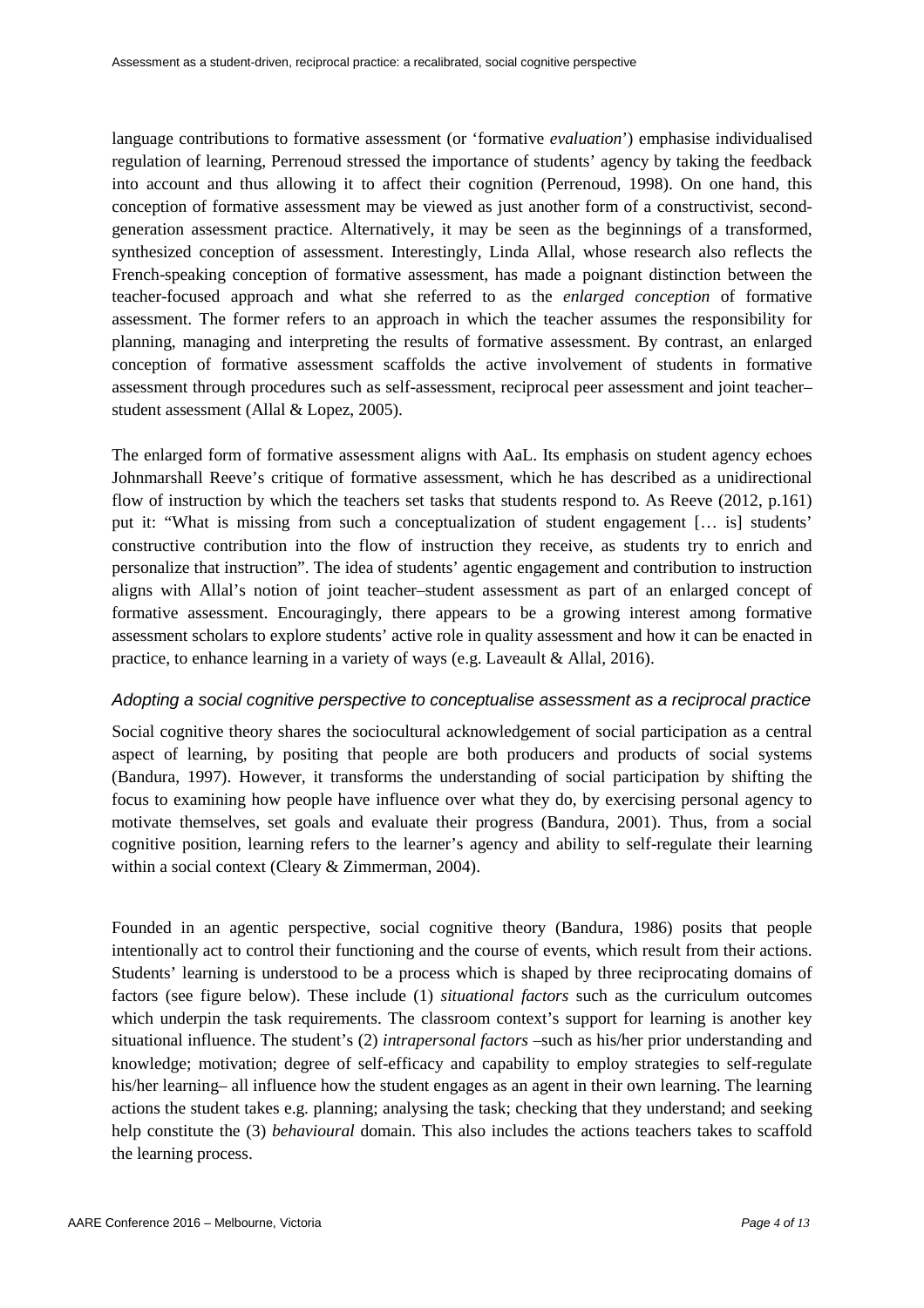language contributions to formative assessment (or 'formative *evaluation*') emphasise individualised regulation of learning, Perrenoud stressed the importance of students' agency by taking the feedback into account and thus allowing it to affect their cognition (Perrenoud, 1998). On one hand, this conception of formative assessment may be viewed as just another form of a constructivist, second-generation assessment practice. Alternatively, it may be seen as the beginnings of a transformed, synthesized conception of assessment. Interestingly, Linda Allal, whose research also reflects the French-speaking conception of formative assessment, has made a poignant distinction between the teacher-focused approach and what she referred to as the *enlarged conception* of formative assessment. The former refers to an approach in which the teacher assumes the responsibility for planning, managing and interpreting the results of formative assessment. By contrast, an enlarged conception of formative assessment scaffolds the active involvement of students in formative assessment through procedures such as self-assessment, reciprocal peer assessment and joint teacher–student assessment (Allal & Lopez, 2005).

The enlarged form of formative assessment aligns with AaL. Its emphasis on student agency echoes Johnmarshall Reeve's critique of formative assessment, which he has described as a unidirectional flow of instruction by which the teachers set tasks that students respond to. As Reeve (2012, p.161) put it: "What is missing from such a conceptualization of student engagement [… is] students' constructive contribution into the flow of instruction they receive, as students try to enrich and personalize that instruction". The idea of students' agentic engagement and contribution to instruction aligns with Allal's notion of joint teacher–student assessment as part of an enlarged concept of formative assessment. Encouragingly, there appears to be a growing interest among formative assessment scholars to explore students' active role in quality assessment and how it can be enacted in practice, to enhance learning in a variety of ways (e.g. Laveault & Allal, 2016).

### *Adopting a social cognitive perspective to conceptualise assessment as a reciprocal practice*

Social cognitive theory shares the sociocultural acknowledgement of social participation as a central aspect of learning, by positing that people are both producers and products of social systems (Bandura, 1997). However, it transforms the understanding of social participation by shifting the focus to examining how people have influence over what they do, by exercising personal agency to motivate themselves, set goals and evaluate their progress (Bandura, 2001). Thus, from a social cognitive position, learning refers to the learner's agency and ability to self-regulate their learning within a social context (Cleary & Zimmerman, 2004).

Founded in an agentic perspective, social cognitive theory (Bandura, 1986) posits that people intentionally act to control their functioning and the course of events, which result from their actions. Students' learning is understood to be a process which is shaped by three reciprocating domains of factors (see figure below). These include (1) *situational factors* such as the curriculum outcomes which underpin the task requirements. The classroom context's support for learning is another key situational influence. The student's (2) *intrapersonal factors* –such as his/her prior understanding and knowledge; motivation; degree of self-efficacy and capability to employ strategies to self-regulate his/her learning– all influence how the student engages as an agent in their own learning. The learning actions the student takes e.g. planning; analysing the task; checking that they understand; and seeking help constitute the (3) *behavioural* domain. This also includes the actions teachers takes to scaffold the learning process.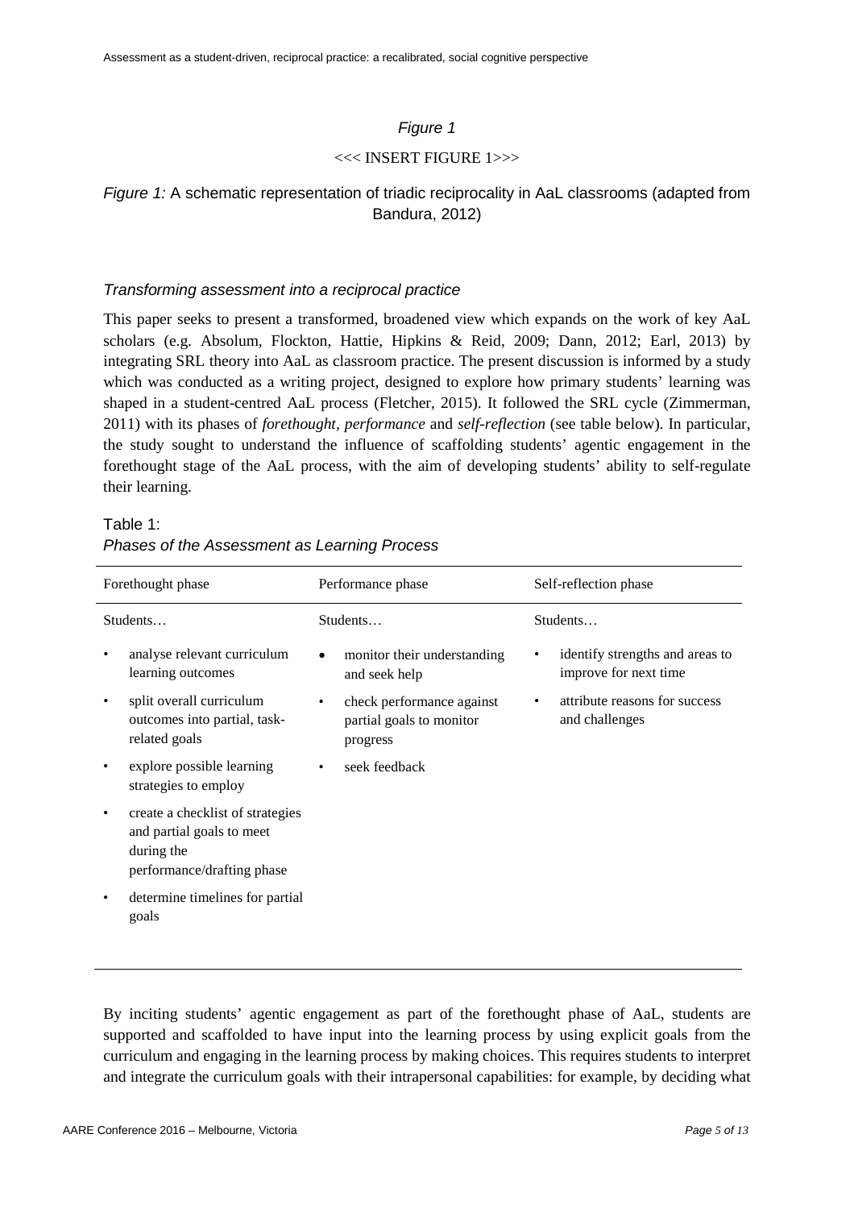*Figure 1*

<<< INSERT FIGURE 1>>>

*Figure 1:* A schematic representation of triadic reciprocality in AaL classrooms (adapted from Bandura, 2012)

### *Transforming assessment into a reciprocal practice*

This paper seeks to present a transformed, broadened view which expands on the work of key AaL scholars (e.g. Absolum, Flockton, Hattie, Hipkins & Reid, 2009; Dann, 2012; Earl, 2013) by integrating SRL theory into AaL as classroom practice. The present discussion is informed by a study which was conducted as a writing project, designed to explore how primary students' learning was shaped in a student-centred AaL process (Fletcher, 2015). It followed the SRL cycle (Zimmerman, 2011) with its phases of *forethought, performance* and *self-reflection* (see table below). In particular, the study sought to understand the influence of scaffolding students' agentic engagement in the forethought stage of the AaL process, with the aim of developing students' ability to self-regulate their learning.

Table 1:
*Phases of the Assessment as Learning Process*

| Forethought phase | Performance phase | Self-reflection phase |
|---|---|---|
| Students… | Students… | Students… |
| • analyse relevant curriculum learning outcomes | • monitor their understanding and seek help | • identify strengths and areas to improve for next time |
| • split overall curriculum outcomes into partial, task-related goals | • check performance against partial goals to monitor progress | • attribute reasons for success and challenges |
| • explore possible learning strategies to employ | • seek feedback | |
| • create a checklist of strategies and partial goals to meet during the performance/drafting phase | | |
| • determine timelines for partial goals | | |

By inciting students' agentic engagement as part of the forethought phase of AaL, students are supported and scaffolded to have input into the learning process by using explicit goals from the curriculum and engaging in the learning process by making choices. This requires students to interpret and integrate the curriculum goals with their intrapersonal capabilities: for example, by deciding what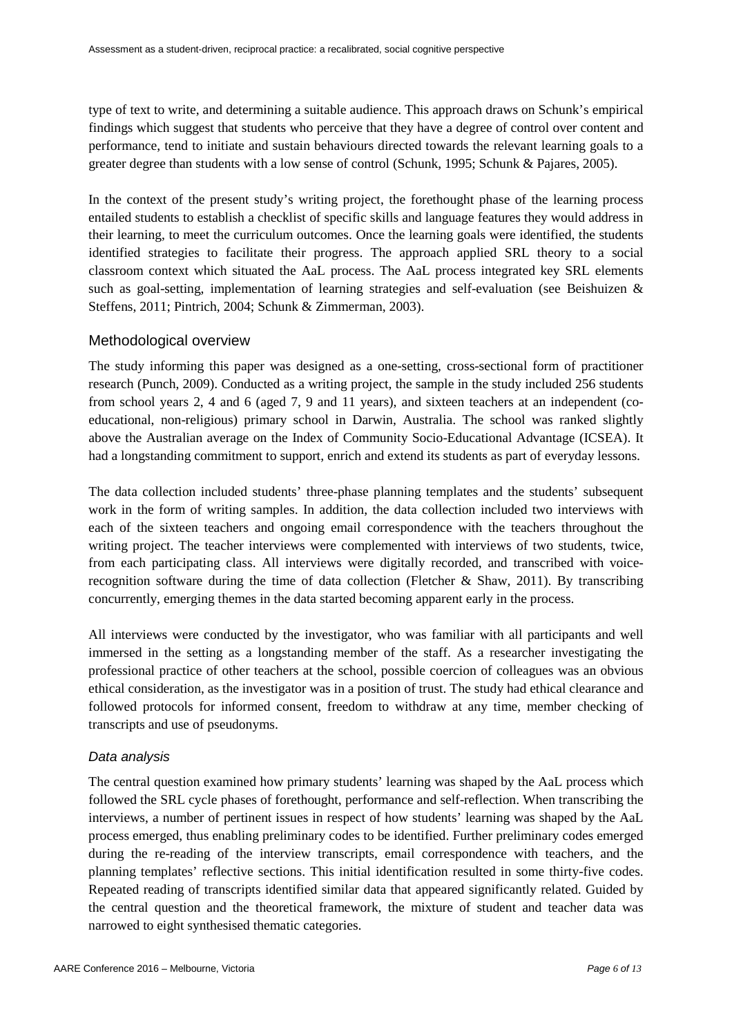type of text to write, and determining a suitable audience. This approach draws on Schunk's empirical findings which suggest that students who perceive that they have a degree of control over content and performance, tend to initiate and sustain behaviours directed towards the relevant learning goals to a greater degree than students with a low sense of control (Schunk, 1995; Schunk & Pajares, 2005).

In the context of the present study's writing project, the forethought phase of the learning process entailed students to establish a checklist of specific skills and language features they would address in their learning, to meet the curriculum outcomes. Once the learning goals were identified, the students identified strategies to facilitate their progress. The approach applied SRL theory to a social classroom context which situated the AaL process. The AaL process integrated key SRL elements such as goal-setting, implementation of learning strategies and self-evaluation (see Beishuizen & Steffens, 2011; Pintrich, 2004; Schunk & Zimmerman, 2003).

## Methodological overview

The study informing this paper was designed as a one-setting, cross-sectional form of practitioner research (Punch, 2009). Conducted as a writing project, the sample in the study included 256 students from school years 2, 4 and 6 (aged 7, 9 and 11 years), and sixteen teachers at an independent (co-educational, non-religious) primary school in Darwin, Australia. The school was ranked slightly above the Australian average on the Index of Community Socio-Educational Advantage (ICSEA). It had a longstanding commitment to support, enrich and extend its students as part of everyday lessons.

The data collection included students' three-phase planning templates and the students' subsequent work in the form of writing samples. In addition, the data collection included two interviews with each of the sixteen teachers and ongoing email correspondence with the teachers throughout the writing project. The teacher interviews were complemented with interviews of two students, twice, from each participating class. All interviews were digitally recorded, and transcribed with voice-recognition software during the time of data collection (Fletcher & Shaw, 2011). By transcribing concurrently, emerging themes in the data started becoming apparent early in the process.

All interviews were conducted by the investigator, who was familiar with all participants and well immersed in the setting as a longstanding member of the staff. As a researcher investigating the professional practice of other teachers at the school, possible coercion of colleagues was an obvious ethical consideration, as the investigator was in a position of trust. The study had ethical clearance and followed protocols for informed consent, freedom to withdraw at any time, member checking of transcripts and use of pseudonyms.

### *Data analysis*

The central question examined how primary students' learning was shaped by the AaL process which followed the SRL cycle phases of forethought, performance and self-reflection. When transcribing the interviews, a number of pertinent issues in respect of how students' learning was shaped by the AaL process emerged, thus enabling preliminary codes to be identified. Further preliminary codes emerged during the re-reading of the interview transcripts, email correspondence with teachers, and the planning templates' reflective sections. This initial identification resulted in some thirty-five codes. Repeated reading of transcripts identified similar data that appeared significantly related. Guided by the central question and the theoretical framework, the mixture of student and teacher data was narrowed to eight synthesised thematic categories.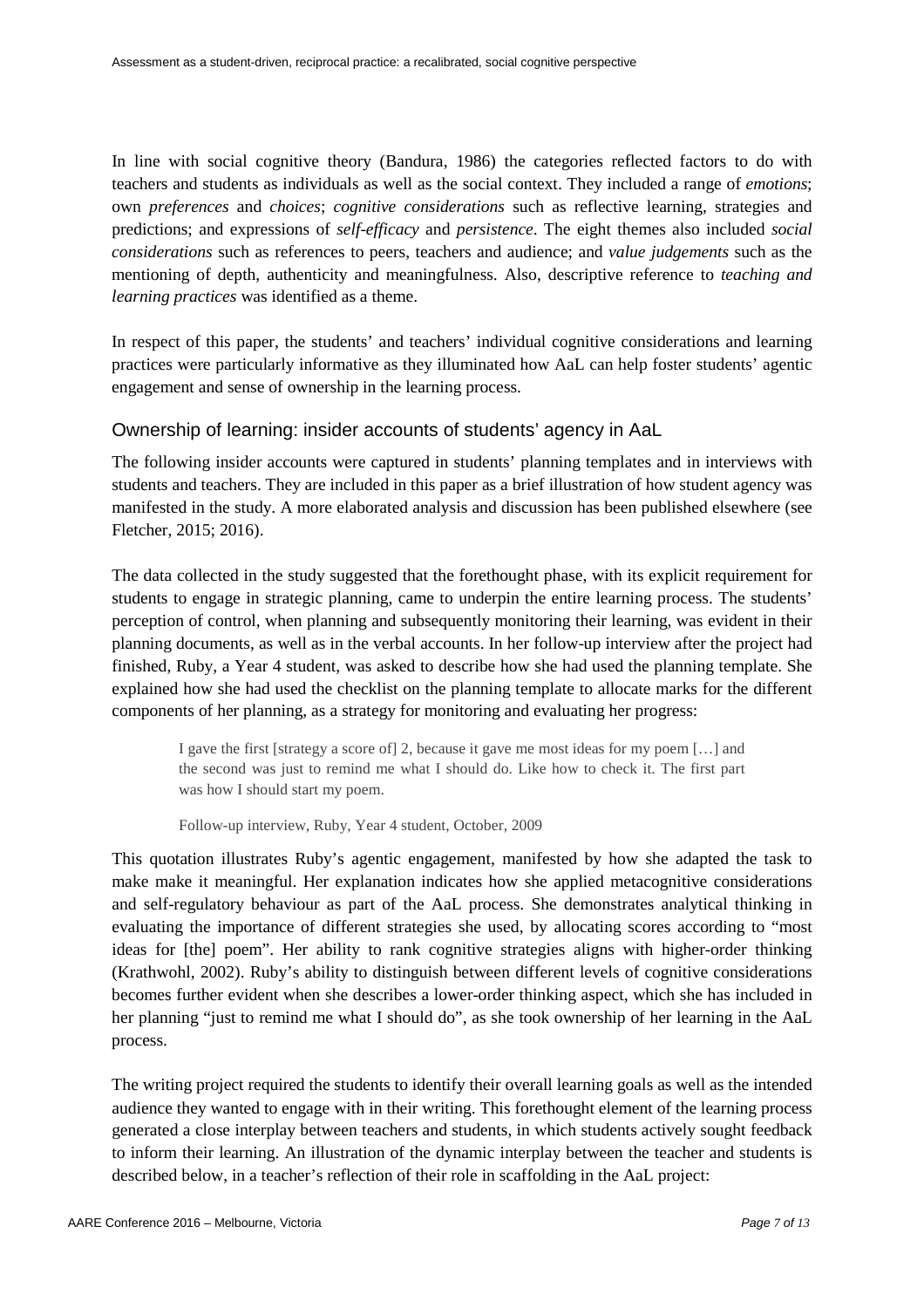In line with social cognitive theory (Bandura, 1986) the categories reflected factors to do with teachers and students as individuals as well as the social context. They included a range of *emotions*; own *preferences* and *choices*; *cognitive considerations* such as reflective learning, strategies and predictions; and expressions of *self-efficacy* and *persistence*. The eight themes also included *social considerations* such as references to peers, teachers and audience; and *value judgements* such as the mentioning of depth, authenticity and meaningfulness. Also, descriptive reference to *teaching and learning practices* was identified as a theme.

In respect of this paper, the students' and teachers' individual cognitive considerations and learning practices were particularly informative as they illuminated how AaL can help foster students' agentic engagement and sense of ownership in the learning process.

## Ownership of learning: insider accounts of students' agency in AaL

The following insider accounts were captured in students' planning templates and in interviews with students and teachers. They are included in this paper as a brief illustration of how student agency was manifested in the study. A more elaborated analysis and discussion has been published elsewhere (see Fletcher, 2015; 2016).

The data collected in the study suggested that the forethought phase, with its explicit requirement for students to engage in strategic planning, came to underpin the entire learning process. The students' perception of control, when planning and subsequently monitoring their learning, was evident in their planning documents, as well as in the verbal accounts. In her follow-up interview after the project had finished, Ruby, a Year 4 student, was asked to describe how she had used the planning template. She explained how she had used the checklist on the planning template to allocate marks for the different components of her planning, as a strategy for monitoring and evaluating her progress:

> I gave the first [strategy a score of] 2, because it gave me most ideas for my poem […] and the second was just to remind me what I should do. Like how to check it. The first part was how I should start my poem.
>
> Follow-up interview, Ruby, Year 4 student, October, 2009

This quotation illustrates Ruby's agentic engagement, manifested by how she adapted the task to make make it meaningful. Her explanation indicates how she applied metacognitive considerations and self-regulatory behaviour as part of the AaL process. She demonstrates analytical thinking in evaluating the importance of different strategies she used, by allocating scores according to "most ideas for [the] poem". Her ability to rank cognitive strategies aligns with higher-order thinking (Krathwohl, 2002). Ruby's ability to distinguish between different levels of cognitive considerations becomes further evident when she describes a lower-order thinking aspect, which she has included in her planning "just to remind me what I should do", as she took ownership of her learning in the AaL process.

The writing project required the students to identify their overall learning goals as well as the intended audience they wanted to engage with in their writing. This forethought element of the learning process generated a close interplay between teachers and students, in which students actively sought feedback to inform their learning. An illustration of the dynamic interplay between the teacher and students is described below, in a teacher's reflection of their role in scaffolding in the AaL project: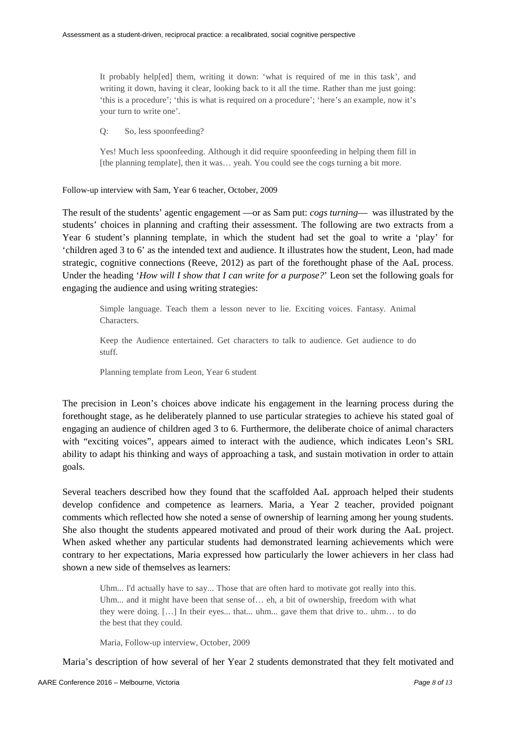> It probably help[ed] them, writing it down: 'what is required of me in this task', and writing it down, having it clear, looking back to it all the time. Rather than me just going: 'this is a procedure'; 'this is what is required on a procedure'; 'here's an example, now it's your turn to write one'.
>
> Q: So, less spoonfeeding?
>
> Yes! Much less spoonfeeding. Although it did require spoonfeeding in helping them fill in [the planning template], then it was… yeah. You could see the cogs turning a bit more.

Follow-up interview with Sam, Year 6 teacher, October, 2009

The result of the students' agentic engagement —or as Sam put: *cogs turning*— was illustrated by the students' choices in planning and crafting their assessment. The following are two extracts from a Year 6 student's planning template, in which the student had set the goal to write a 'play' for 'children aged 3 to 6' as the intended text and audience. It illustrates how the student, Leon, had made strategic, cognitive connections (Reeve, 2012) as part of the forethought phase of the AaL process. Under the heading '*How will I show that I can write for a purpose?*' Leon set the following goals for engaging the audience and using writing strategies:

> Simple language. Teach them a lesson never to lie. Exciting voices. Fantasy. Animal Characters.
>
> Keep the Audience entertained. Get characters to talk to audience. Get audience to do stuff.
>
> Planning template from Leon, Year 6 student

The precision in Leon's choices above indicate his engagement in the learning process during the forethought stage, as he deliberately planned to use particular strategies to achieve his stated goal of engaging an audience of children aged 3 to 6. Furthermore, the deliberate choice of animal characters with "exciting voices", appears aimed to interact with the audience, which indicates Leon's SRL ability to adapt his thinking and ways of approaching a task, and sustain motivation in order to attain goals.

Several teachers described how they found that the scaffolded AaL approach helped their students develop confidence and competence as learners. Maria, a Year 2 teacher, provided poignant comments which reflected how she noted a sense of ownership of learning among her young students. She also thought the students appeared motivated and proud of their work during the AaL project. When asked whether any particular students had demonstrated learning achievements which were contrary to her expectations, Maria expressed how particularly the lower achievers in her class had shown a new side of themselves as learners:

> Uhm... I'd actually have to say... Those that are often hard to motivate got really into this. Uhm... and it might have been that sense of… eh, a bit of ownership, freedom with what they were doing. […] In their eyes... that... uhm... gave them that drive to.. uhm… to do the best that they could.
>
> Maria, Follow-up interview, October, 2009

Maria's description of how several of her Year 2 students demonstrated that they felt motivated and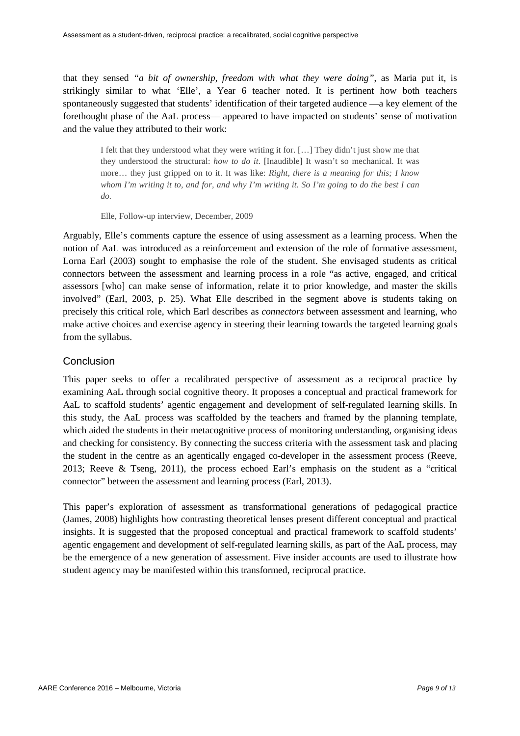that they sensed *"a bit of ownership, freedom with what they were doing"*, as Maria put it, is strikingly similar to what 'Elle', a Year 6 teacher noted. It is pertinent how both teachers spontaneously suggested that students' identification of their targeted audience —a key element of the forethought phase of the AaL process— appeared to have impacted on students' sense of motivation and the value they attributed to their work:

> I felt that they understood what they were writing it for. […] They didn't just show me that they understood the structural: *how to do it*. [Inaudible] It wasn't so mechanical. It was more… they just gripped on to it. It was like: *Right, there is a meaning for this; I know whom I'm writing it to, and for, and why I'm writing it. So I'm going to do the best I can do.*
>
> Elle, Follow-up interview, December, 2009

Arguably, Elle's comments capture the essence of using assessment as a learning process. When the notion of AaL was introduced as a reinforcement and extension of the role of formative assessment, Lorna Earl (2003) sought to emphasise the role of the student. She envisaged students as critical connectors between the assessment and learning process in a role "as active, engaged, and critical assessors [who] can make sense of information, relate it to prior knowledge, and master the skills involved" (Earl, 2003, p. 25). What Elle described in the segment above is students taking on precisely this critical role, which Earl describes as *connectors* between assessment and learning, who make active choices and exercise agency in steering their learning towards the targeted learning goals from the syllabus.

## Conclusion

This paper seeks to offer a recalibrated perspective of assessment as a reciprocal practice by examining AaL through social cognitive theory. It proposes a conceptual and practical framework for AaL to scaffold students' agentic engagement and development of self-regulated learning skills. In this study, the AaL process was scaffolded by the teachers and framed by the planning template, which aided the students in their metacognitive process of monitoring understanding, organising ideas and checking for consistency. By connecting the success criteria with the assessment task and placing the student in the centre as an agentically engaged co-developer in the assessment process (Reeve, 2013; Reeve & Tseng, 2011), the process echoed Earl's emphasis on the student as a "critical connector" between the assessment and learning process (Earl, 2013).

This paper's exploration of assessment as transformational generations of pedagogical practice (James, 2008) highlights how contrasting theoretical lenses present different conceptual and practical insights. It is suggested that the proposed conceptual and practical framework to scaffold students' agentic engagement and development of self-regulated learning skills, as part of the AaL process, may be the emergence of a new generation of assessment. Five insider accounts are used to illustrate how student agency may be manifested within this transformed, reciprocal practice.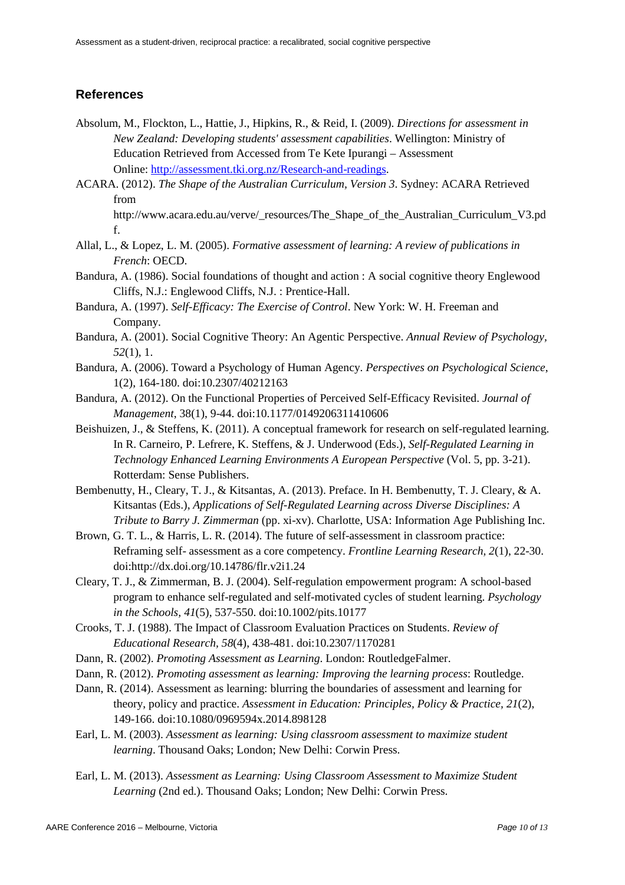## References

Absolum, M., Flockton, L., Hattie, J., Hipkins, R., & Reid, I. (2009). *Directions for assessment in New Zealand: Developing students' assessment capabilities*. Wellington: Ministry of Education Retrieved from Accessed from Te Kete Ipurangi – Assessment Online: http://assessment.tki.org.nz/Research-and-readings.

ACARA. (2012). *The Shape of the Australian Curriculum, Version 3*. Sydney: ACARA Retrieved from http://www.acara.edu.au/verve/_resources/The_Shape_of_the_Australian_Curriculum_V3.pdf.

Allal, L., & Lopez, L. M. (2005). *Formative assessment of learning: A review of publications in French*: OECD.

Bandura, A. (1986). Social foundations of thought and action : A social cognitive theory Englewood Cliffs, N.J.: Englewood Cliffs, N.J. : Prentice-Hall.

Bandura, A. (1997). *Self-Efficacy: The Exercise of Control*. New York: W. H. Freeman and Company.

Bandura, A. (2001). Social Cognitive Theory: An Agentic Perspective. *Annual Review of Psychology, 52*(1), 1.

Bandura, A. (2006). Toward a Psychology of Human Agency. *Perspectives on Psychological Science*, 1(2), 164-180. doi:10.2307/40212163

Bandura, A. (2012). On the Functional Properties of Perceived Self-Efficacy Revisited. *Journal of Management*, 38(1), 9-44. doi:10.1177/0149206311410606

Beishuizen, J., & Steffens, K. (2011). A conceptual framework for research on self-regulated learning. In R. Carneiro, P. Lefrere, K. Steffens, & J. Underwood (Eds.), *Self-Regulated Learning in Technology Enhanced Learning Environments A European Perspective* (Vol. 5, pp. 3-21). Rotterdam: Sense Publishers.

Bembenutty, H., Cleary, T. J., & Kitsantas, A. (2013). Preface. In H. Bembenutty, T. J. Cleary, & A. Kitsantas (Eds.), *Applications of Self-Regulated Learning across Diverse Disciplines: A Tribute to Barry J. Zimmerman* (pp. xi-xv). Charlotte, USA: Information Age Publishing Inc.

Brown, G. T. L., & Harris, L. R. (2014). The future of self-assessment in classroom practice: Reframing self- assessment as a core competency. *Frontline Learning Research, 2*(1), 22-30. doi:http://dx.doi.org/10.14786/flr.v2i1.24

Cleary, T. J., & Zimmerman, B. J. (2004). Self-regulation empowerment program: A school-based program to enhance self-regulated and self-motivated cycles of student learning. *Psychology in the Schools, 41*(5), 537-550. doi:10.1002/pits.10177

Crooks, T. J. (1988). The Impact of Classroom Evaluation Practices on Students. *Review of Educational Research, 58*(4), 438-481. doi:10.2307/1170281

Dann, R. (2002). *Promoting Assessment as Learning*. London: RoutledgeFalmer.

Dann, R. (2012). *Promoting assessment as learning: Improving the learning process*: Routledge.

Dann, R. (2014). Assessment as learning: blurring the boundaries of assessment and learning for theory, policy and practice. *Assessment in Education: Principles, Policy & Practice, 21*(2), 149-166. doi:10.1080/0969594x.2014.898128

Earl, L. M. (2003). *Assessment as learning: Using classroom assessment to maximize student learning*. Thousand Oaks; London; New Delhi: Corwin Press.

Earl, L. M. (2013). *Assessment as Learning: Using Classroom Assessment to Maximize Student Learning* (2nd ed.). Thousand Oaks; London; New Delhi: Corwin Press.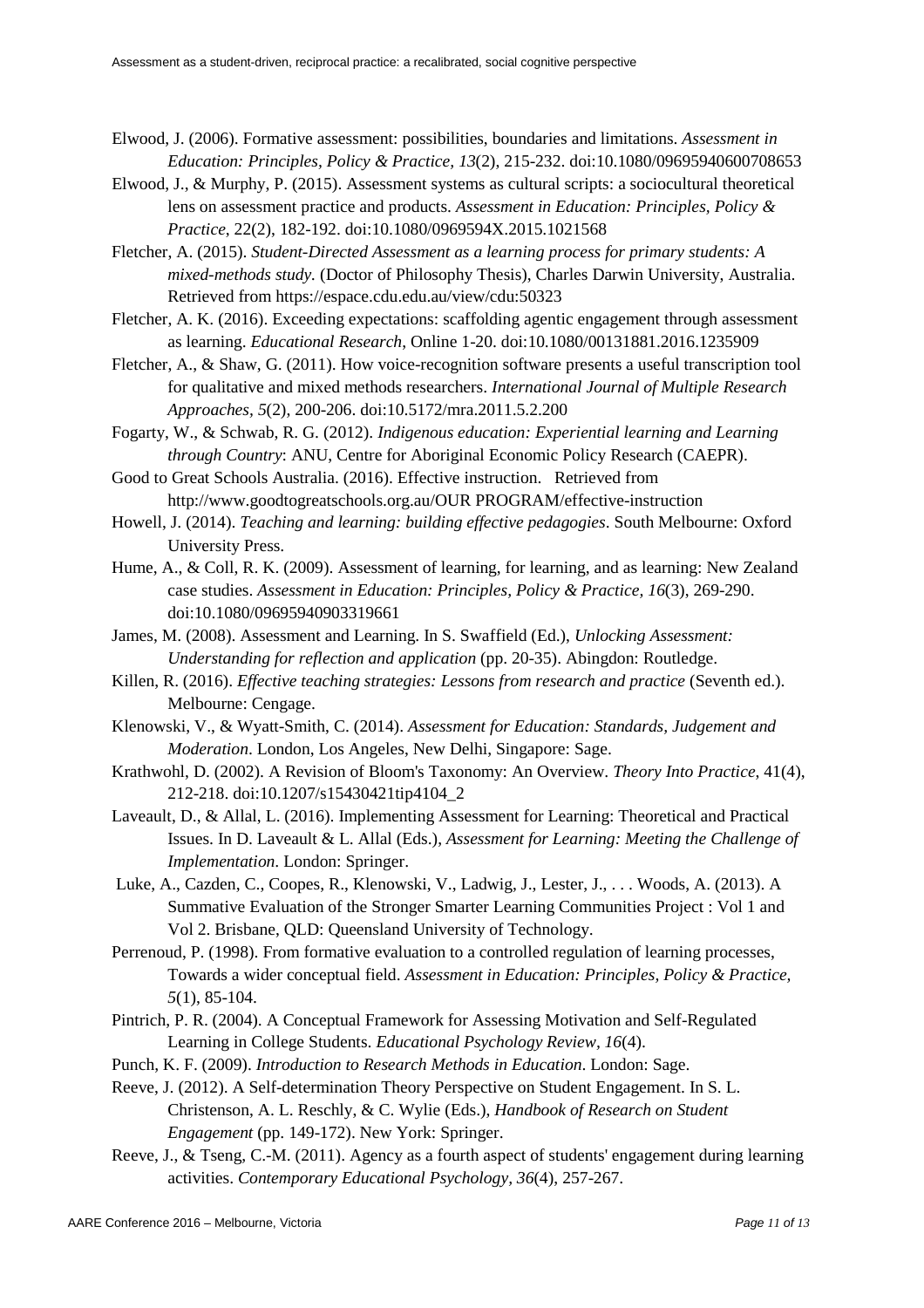Elwood, J. (2006). Formative assessment: possibilities, boundaries and limitations. *Assessment in Education: Principles, Policy & Practice, 13*(2), 215-232. doi:10.1080/09695940600708653

Elwood, J., & Murphy, P. (2015). Assessment systems as cultural scripts: a sociocultural theoretical lens on assessment practice and products. *Assessment in Education: Principles, Policy & Practice*, 22(2), 182-192. doi:10.1080/0969594X.2015.1021568

Fletcher, A. (2015). *Student-Directed Assessment as a learning process for primary students: A mixed-methods study.* (Doctor of Philosophy Thesis), Charles Darwin University, Australia. Retrieved from https://espace.cdu.edu.au/view/cdu:50323

Fletcher, A. K. (2016). Exceeding expectations: scaffolding agentic engagement through assessment as learning. *Educational Research*, Online 1-20. doi:10.1080/00131881.2016.1235909

Fletcher, A., & Shaw, G. (2011). How voice-recognition software presents a useful transcription tool for qualitative and mixed methods researchers. *International Journal of Multiple Research Approaches, 5*(2), 200-206. doi:10.5172/mra.2011.5.2.200

Fogarty, W., & Schwab, R. G. (2012). *Indigenous education: Experiential learning and Learning through Country*: ANU, Centre for Aboriginal Economic Policy Research (CAEPR).

Good to Great Schools Australia. (2016). Effective instruction. Retrieved from http://www.goodtogreatschools.org.au/OUR PROGRAM/effective-instruction

Howell, J. (2014). *Teaching and learning: building effective pedagogies*. South Melbourne: Oxford University Press.

Hume, A., & Coll, R. K. (2009). Assessment of learning, for learning, and as learning: New Zealand case studies. *Assessment in Education: Principles, Policy & Practice, 16*(3), 269-290. doi:10.1080/09695940903319661

James, M. (2008). Assessment and Learning. In S. Swaffield (Ed.), *Unlocking Assessment: Understanding for reflection and application* (pp. 20-35). Abingdon: Routledge.

Killen, R. (2016). *Effective teaching strategies: Lessons from research and practice* (Seventh ed.). Melbourne: Cengage.

Klenowski, V., & Wyatt-Smith, C. (2014). *Assessment for Education: Standards, Judgement and Moderation*. London, Los Angeles, New Delhi, Singapore: Sage.

Krathwohl, D. (2002). A Revision of Bloom's Taxonomy: An Overview. *Theory Into Practice*, 41(4), 212-218. doi:10.1207/s15430421tip4104_2

Laveault, D., & Allal, L. (2016). Implementing Assessment for Learning: Theoretical and Practical Issues. In D. Laveault & L. Allal (Eds.), *Assessment for Learning: Meeting the Challenge of Implementation*. London: Springer.

Luke, A., Cazden, C., Coopes, R., Klenowski, V., Ladwig, J., Lester, J., . . . Woods, A. (2013). A Summative Evaluation of the Stronger Smarter Learning Communities Project : Vol 1 and Vol 2. Brisbane, QLD: Queensland University of Technology.

Perrenoud, P. (1998). From formative evaluation to a controlled regulation of learning processes, Towards a wider conceptual field. *Assessment in Education: Principles, Policy & Practice, 5*(1), 85-104.

Pintrich, P. R. (2004). A Conceptual Framework for Assessing Motivation and Self-Regulated Learning in College Students. *Educational Psychology Review, 16*(4).

Punch, K. F. (2009). *Introduction to Research Methods in Education*. London: Sage.

Reeve, J. (2012). A Self-determination Theory Perspective on Student Engagement. In S. L. Christenson, A. L. Reschly, & C. Wylie (Eds.), *Handbook of Research on Student Engagement* (pp. 149-172). New York: Springer.

Reeve, J., & Tseng, C.-M. (2011). Agency as a fourth aspect of students' engagement during learning activities. *Contemporary Educational Psychology, 36*(4), 257-267.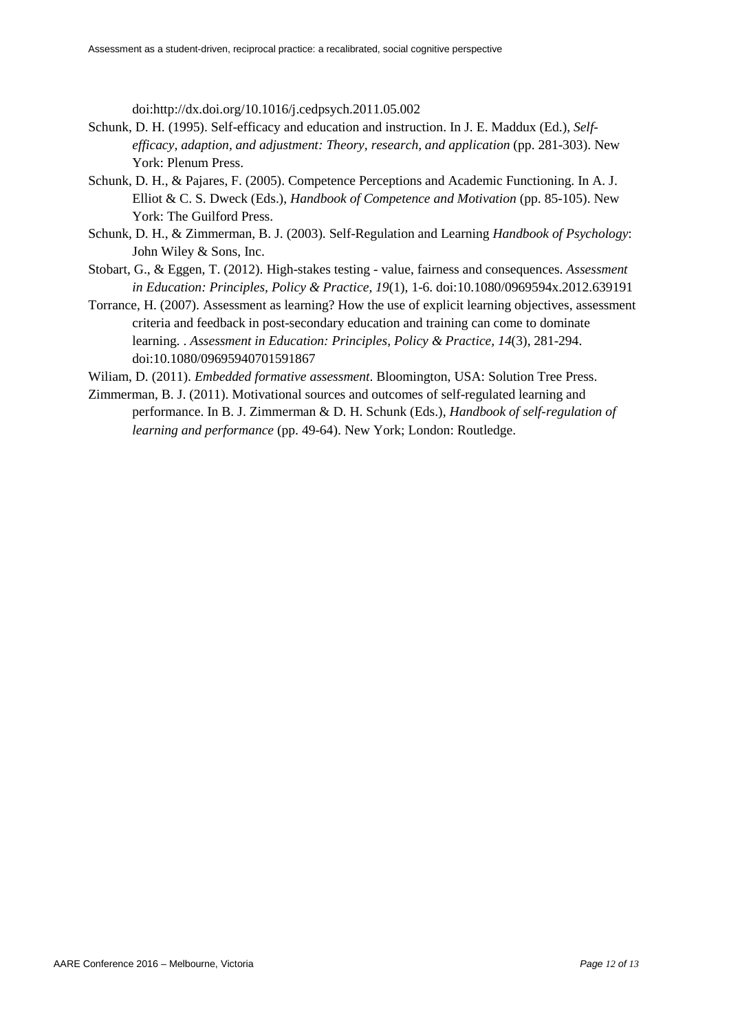doi:http://dx.doi.org/10.1016/j.cedpsych.2011.05.002

Schunk, D. H. (1995). Self-efficacy and education and instruction. In J. E. Maddux (Ed.), *Self-efficacy, adaption, and adjustment: Theory, research, and application* (pp. 281-303). New York: Plenum Press.

Schunk, D. H., & Pajares, F. (2005). Competence Perceptions and Academic Functioning. In A. J. Elliot & C. S. Dweck (Eds.), *Handbook of Competence and Motivation* (pp. 85-105). New York: The Guilford Press.

Schunk, D. H., & Zimmerman, B. J. (2003). Self-Regulation and Learning *Handbook of Psychology*: John Wiley & Sons, Inc.

Stobart, G., & Eggen, T. (2012). High-stakes testing - value, fairness and consequences. *Assessment in Education: Principles, Policy & Practice, 19*(1), 1-6. doi:10.1080/0969594x.2012.639191

Torrance, H. (2007). Assessment as learning? How the use of explicit learning objectives, assessment criteria and feedback in post-secondary education and training can come to dominate learning. . *Assessment in Education: Principles, Policy & Practice, 14*(3), 281-294. doi:10.1080/09695940701591867

Wiliam, D. (2011). *Embedded formative assessment*. Bloomington, USA: Solution Tree Press.

Zimmerman, B. J. (2011). Motivational sources and outcomes of self-regulated learning and performance. In B. J. Zimmerman & D. H. Schunk (Eds.), *Handbook of self-regulation of learning and performance* (pp. 49-64). New York; London: Routledge.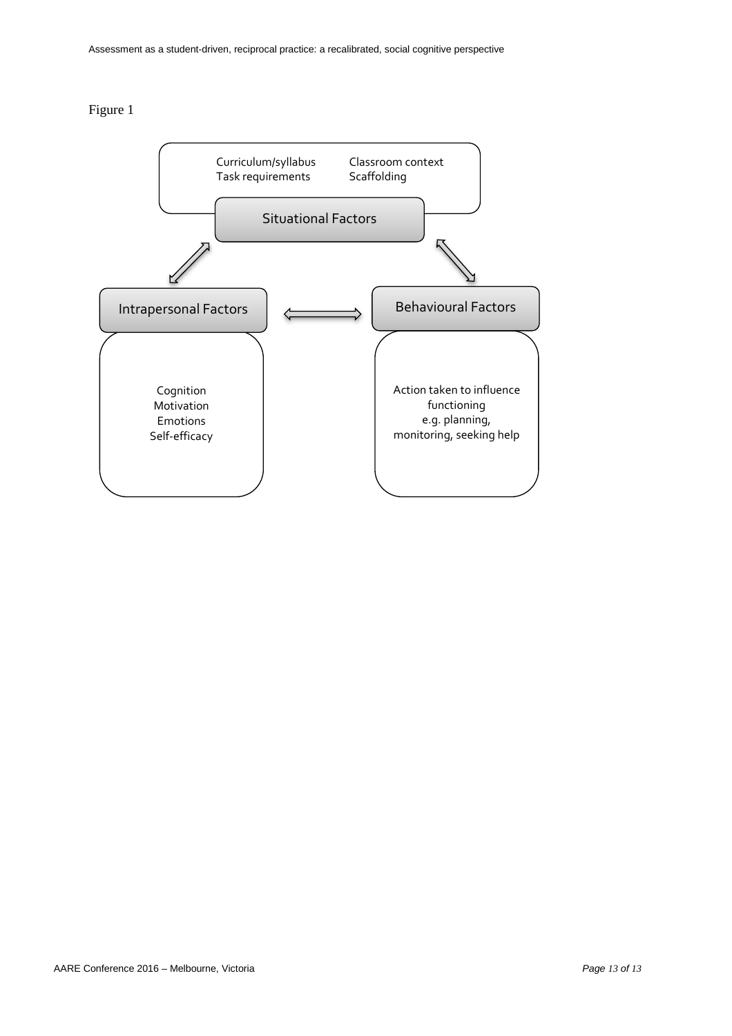Figure 1

Curriculum/syllabus
Task requirements
Classroom context
Scaffolding

Situational Factors

Intrapersonal Factors

Behavioural Factors

Cognition
Motivation
Emotions
Self-efficacy

Action taken to influence functioning
e.g. planning, monitoring, seeking help